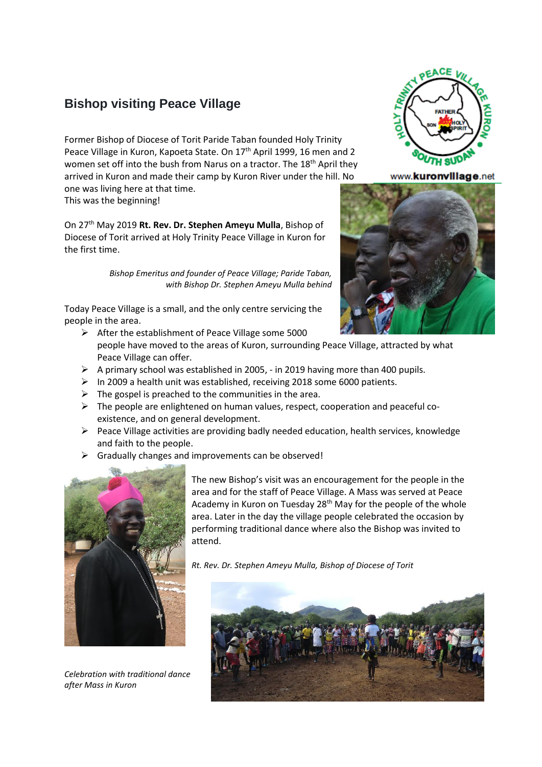## Bishop visiting Peace Village

Former Bishop of Diocese of Torit Paride Taban founded Holy Trinity Peace Village in Kuron, Kapoeta State. On 17th April 1999, 16 men and 2 women set off into the bush from Narus on a tractor. The 18th April they arrived in Kuron and made their camp by Kuron River under the hill. No one was living here at that time.
This was the beginning!

On 27th May 2019 **Rt. Rev. Dr. Stephen Ameyu Mulla**, Bishop of Diocese of Torit arrived at Holy Trinity Peace Village in Kuron for the first time.

*Bishop Emeritus and founder of Peace Village; Paride Taban, with Bishop Dr. Stephen Ameyu Mulla behind*

Today Peace Village is a small, and the only centre servicing the people in the area.

- After the establishment of Peace Village some 5000 people have moved to the areas of Kuron, surrounding Peace Village, attracted by what Peace Village can offer.
- A primary school was established in 2005, - in 2019 having more than 400 pupils.
- In 2009 a health unit was established, receiving 2018 some 6000 patients.
- The gospel is preached to the communities in the area.
- The people are enlightened on human values, respect, cooperation and peaceful co-existence, and on general development.
- Peace Village activities are providing badly needed education, health services, knowledge and faith to the people.
- Gradually changes and improvements can be observed!

The new Bishop's visit was an encouragement for the people in the area and for the staff of Peace Village. A Mass was served at Peace Academy in Kuron on Tuesday 28th May for the people of the whole area. Later in the day the village people celebrated the occasion by performing traditional dance where also the Bishop was invited to attend.

*Rt. Rev. Dr. Stephen Ameyu Mulla, Bishop of Diocese of Torit*

*Celebration with traditional dance after Mass in Kuron*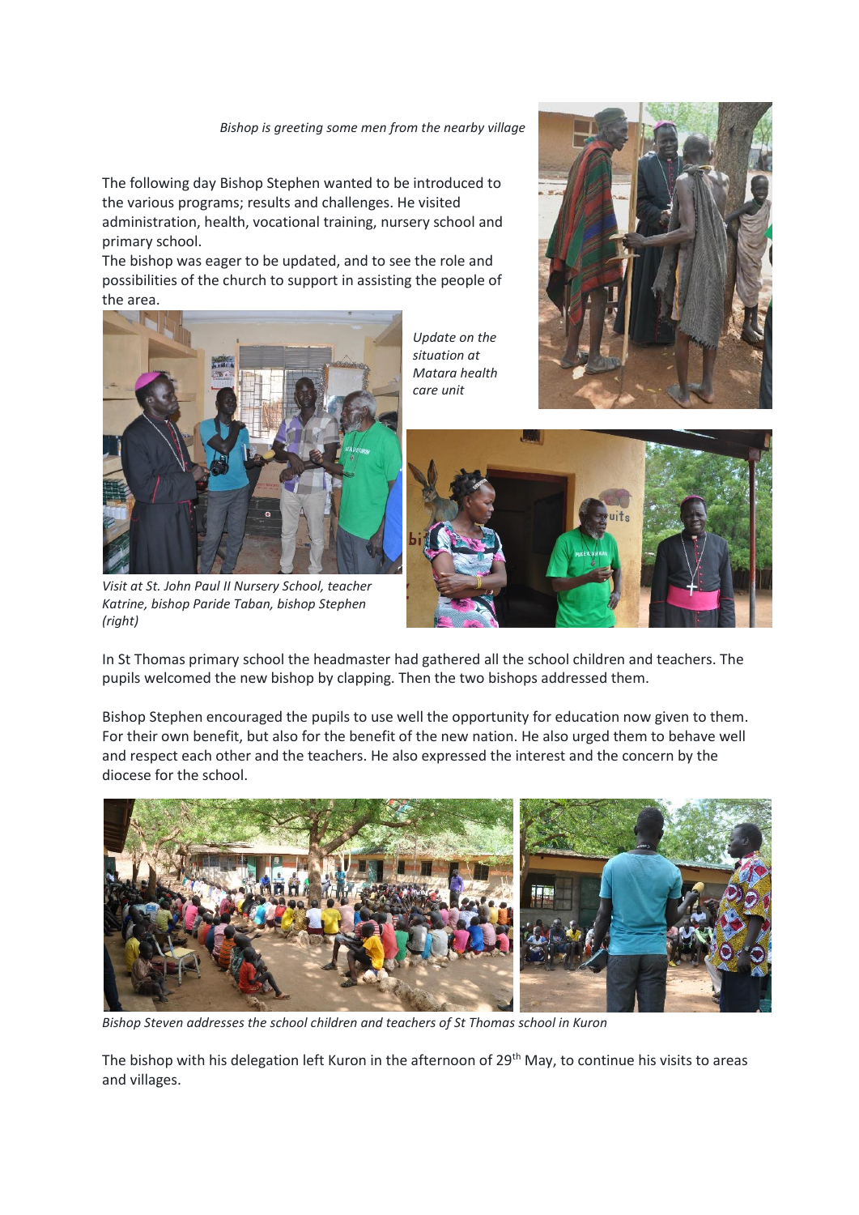*Bishop is greeting some men from the nearby village*

The following day Bishop Stephen wanted to be introduced to the various programs; results and challenges. He visited administration, health, vocational training, nursery school and primary school.

The bishop was eager to be updated, and to see the role and possibilities of the church to support in assisting the people of the area.

*Update on the situation at Matara health care unit*

*Visit at St. John Paul II Nursery School, teacher Katrine, bishop Paride Taban, bishop Stephen (right)*

In St Thomas primary school the headmaster had gathered all the school children and teachers. The pupils welcomed the new bishop by clapping. Then the two bishops addressed them.

Bishop Stephen encouraged the pupils to use well the opportunity for education now given to them. For their own benefit, but also for the benefit of the new nation. He also urged them to behave well and respect each other and the teachers. He also expressed the interest and the concern by the diocese for the school.

*Bishop Steven addresses the school children and teachers of St Thomas school in Kuron*

The bishop with his delegation left Kuron in the afternoon of 29th May, to continue his visits to areas and villages.